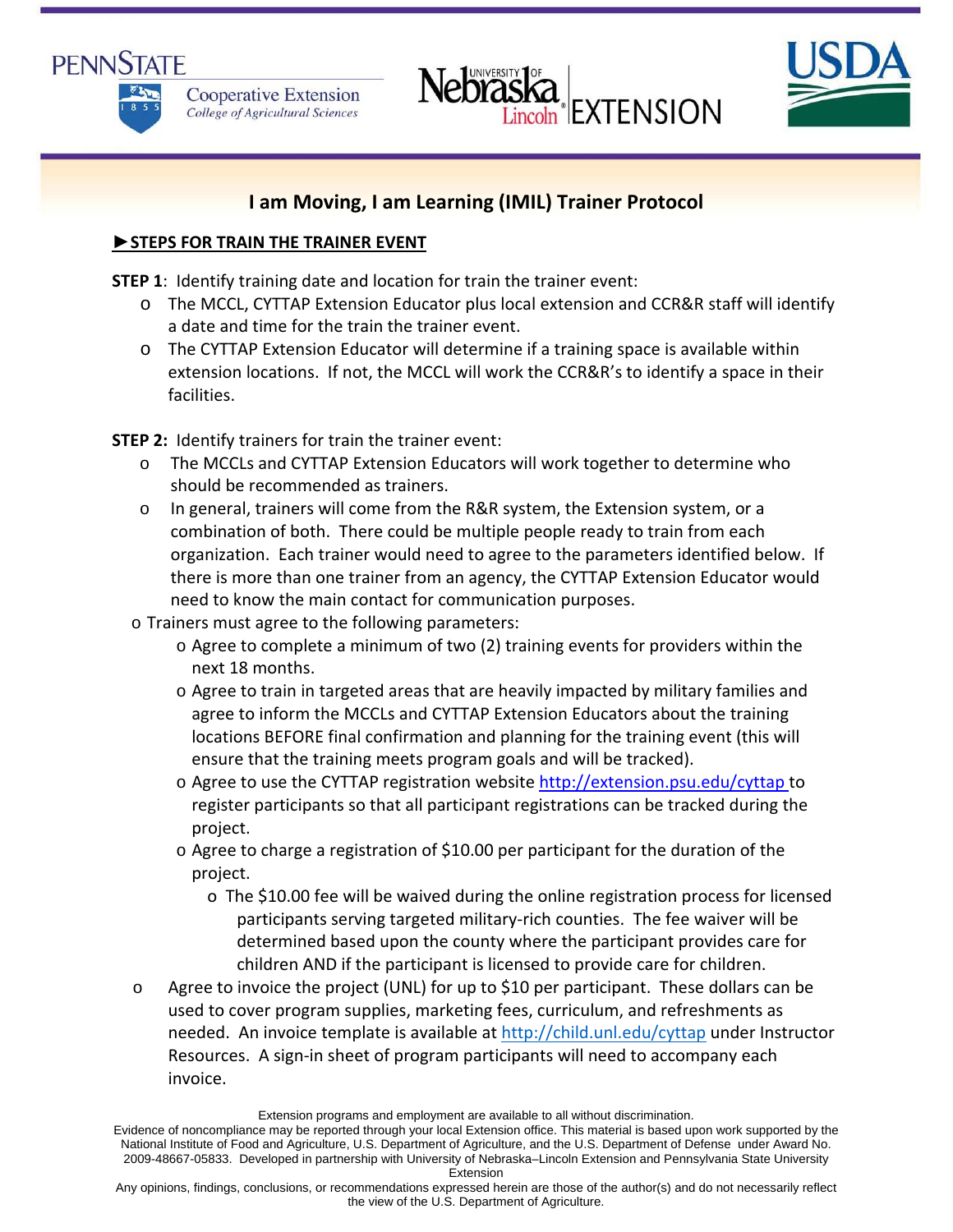# I am Moving, I am Learning (IMIL) Trainer Protocol

**►STEPS FOR TRAIN THE TRAINER EVENT**

**STEP 1**: Identify training date and location for train the trainer event:

- The MCCL, CYTTAP Extension Educator plus local extension and CCR&R staff will identify a date and time for the train the trainer event.
- The CYTTAP Extension Educator will determine if a training space is available within extension locations. If not, the MCCL will work the CCR&R's to identify a space in their facilities.

**STEP 2:** Identify trainers for train the trainer event:

- The MCCLs and CYTTAP Extension Educators will work together to determine who should be recommended as trainers.
- In general, trainers will come from the R&R system, the Extension system, or a combination of both. There could be multiple people ready to train from each organization. Each trainer would need to agree to the parameters identified below. If there is more than one trainer from an agency, the CYTTAP Extension Educator would need to know the main contact for communication purposes.
- Trainers must agree to the following parameters:
  - Agree to complete a minimum of two (2) training events for providers within the next 18 months.
  - Agree to train in targeted areas that are heavily impacted by military families and agree to inform the MCCLs and CYTTAP Extension Educators about the training locations BEFORE final confirmation and planning for the training event (this will ensure that the training meets program goals and will be tracked).
  - Agree to use the CYTTAP registration website http://extension.psu.edu/cyttap to register participants so that all participant registrations can be tracked during the project.
  - Agree to charge a registration of $10.00 per participant for the duration of the project.
    - The $10.00 fee will be waived during the online registration process for licensed participants serving targeted military-rich counties. The fee waiver will be determined based upon the county where the participant provides care for children AND if the participant is licensed to provide care for children.
- Agree to invoice the project (UNL) for up to $10 per participant. These dollars can be used to cover program supplies, marketing fees, curriculum, and refreshments as needed. An invoice template is available at http://child.unl.edu/cyttap under Instructor Resources. A sign-in sheet of program participants will need to accompany each invoice.

Extension programs and employment are available to all without discrimination.
Evidence of noncompliance may be reported through your local Extension office. This material is based upon work supported by the National Institute of Food and Agriculture, U.S. Department of Agriculture, and the U.S. Department of Defense under Award No. 2009-48667-05833. Developed in partnership with University of Nebraska–Lincoln Extension and Pennsylvania State University Extension
Any opinions, findings, conclusions, or recommendations expressed herein are those of the author(s) and do not necessarily reflect the view of the U.S. Department of Agriculture.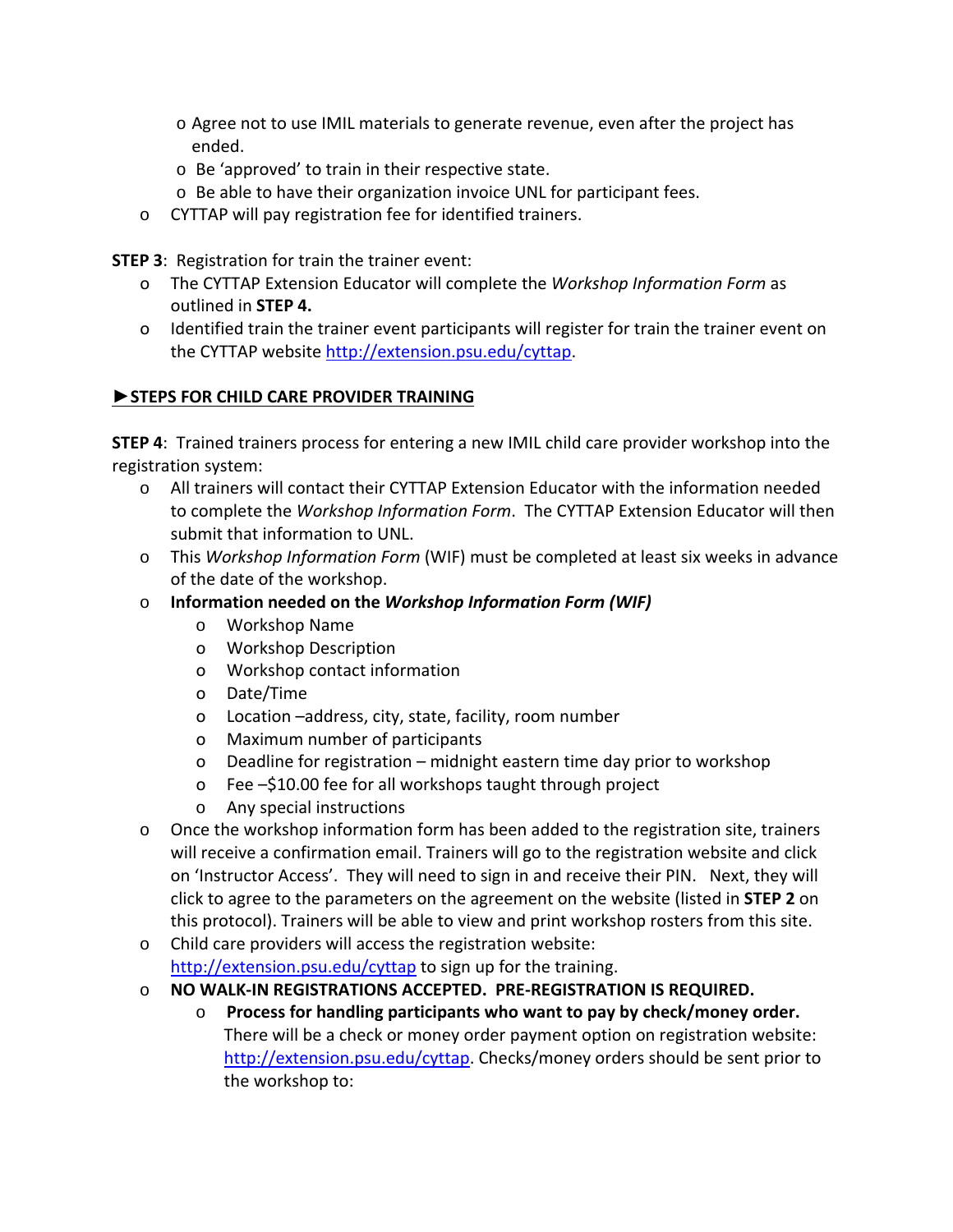- Agree not to use IMIL materials to generate revenue, even after the project has ended.
- Be 'approved' to train in their respective state.
- Be able to have their organization invoice UNL for participant fees.

- CYTTAP will pay registration fee for identified trainers.

**STEP 3**: Registration for train the trainer event:

- The CYTTAP Extension Educator will complete the *Workshop Information Form* as outlined in **STEP 4.**
- Identified train the trainer event participants will register for train the trainer event on the CYTTAP website http://extension.psu.edu/cyttap.

**►STEPS FOR CHILD CARE PROVIDER TRAINING**

**STEP 4**: Trained trainers process for entering a new IMIL child care provider workshop into the registration system:

- All trainers will contact their CYTTAP Extension Educator with the information needed to complete the *Workshop Information Form*. The CYTTAP Extension Educator will then submit that information to UNL.
- This *Workshop Information Form* (WIF) must be completed at least six weeks in advance of the date of the workshop.
- **Information needed on the *Workshop Information Form (WIF)***
  - Workshop Name
  - Workshop Description
  - Workshop contact information
  - Date/Time
  - Location –address, city, state, facility, room number
  - Maximum number of participants
  - Deadline for registration – midnight eastern time day prior to workshop
  - Fee –$10.00 fee for all workshops taught through project
  - Any special instructions
- Once the workshop information form has been added to the registration site, trainers will receive a confirmation email. Trainers will go to the registration website and click on 'Instructor Access'. They will need to sign in and receive their PIN. Next, they will click to agree to the parameters on the agreement on the website (listed in **STEP 2** on this protocol). Trainers will be able to view and print workshop rosters from this site.
- Child care providers will access the registration website: http://extension.psu.edu/cyttap to sign up for the training.
- **NO WALK-IN REGISTRATIONS ACCEPTED. PRE-REGISTRATION IS REQUIRED.**
  - **Process for handling participants who want to pay by check/money order.** There will be a check or money order payment option on registration website: http://extension.psu.edu/cyttap. Checks/money orders should be sent prior to the workshop to: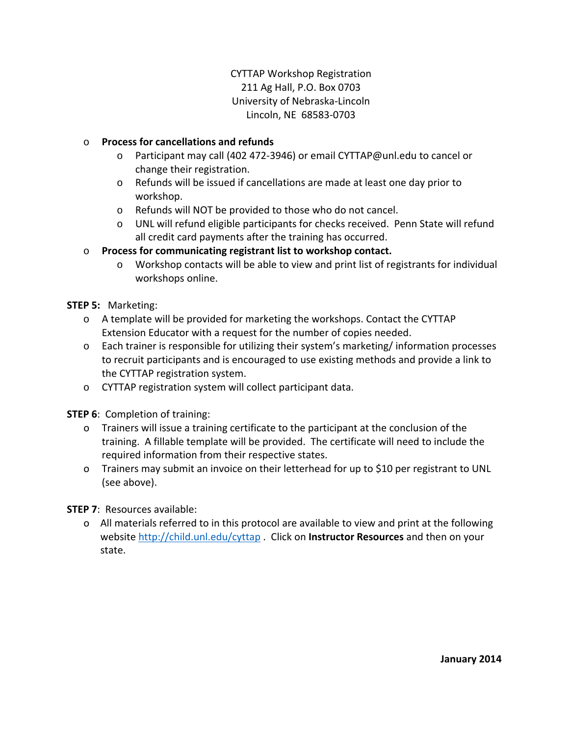CYTTAP Workshop Registration
211 Ag Hall, P.O. Box 0703
University of Nebraska-Lincoln
Lincoln, NE 68583-0703

- **Process for cancellations and refunds**
  - Participant may call (402 472-3946) or email CYTTAP@unl.edu to cancel or change their registration.
  - Refunds will be issued if cancellations are made at least one day prior to workshop.
  - Refunds will NOT be provided to those who do not cancel.
  - UNL will refund eligible participants for checks received. Penn State will refund all credit card payments after the training has occurred.
- **Process for communicating registrant list to workshop contact.**
  - Workshop contacts will be able to view and print list of registrants for individual workshops online.

**STEP 5:** Marketing:

- A template will be provided for marketing the workshops. Contact the CYTTAP Extension Educator with a request for the number of copies needed.
- Each trainer is responsible for utilizing their system's marketing/ information processes to recruit participants and is encouraged to use existing methods and provide a link to the CYTTAP registration system.
- CYTTAP registration system will collect participant data.

**STEP 6**: Completion of training:

- Trainers will issue a training certificate to the participant at the conclusion of the training. A fillable template will be provided. The certificate will need to include the required information from their respective states.
- Trainers may submit an invoice on their letterhead for up to $10 per registrant to UNL (see above).

**STEP 7**: Resources available:

- All materials referred to in this protocol are available to view and print at the following website http://child.unl.edu/cyttap . Click on **Instructor Resources** and then on your state.

**January 2014**